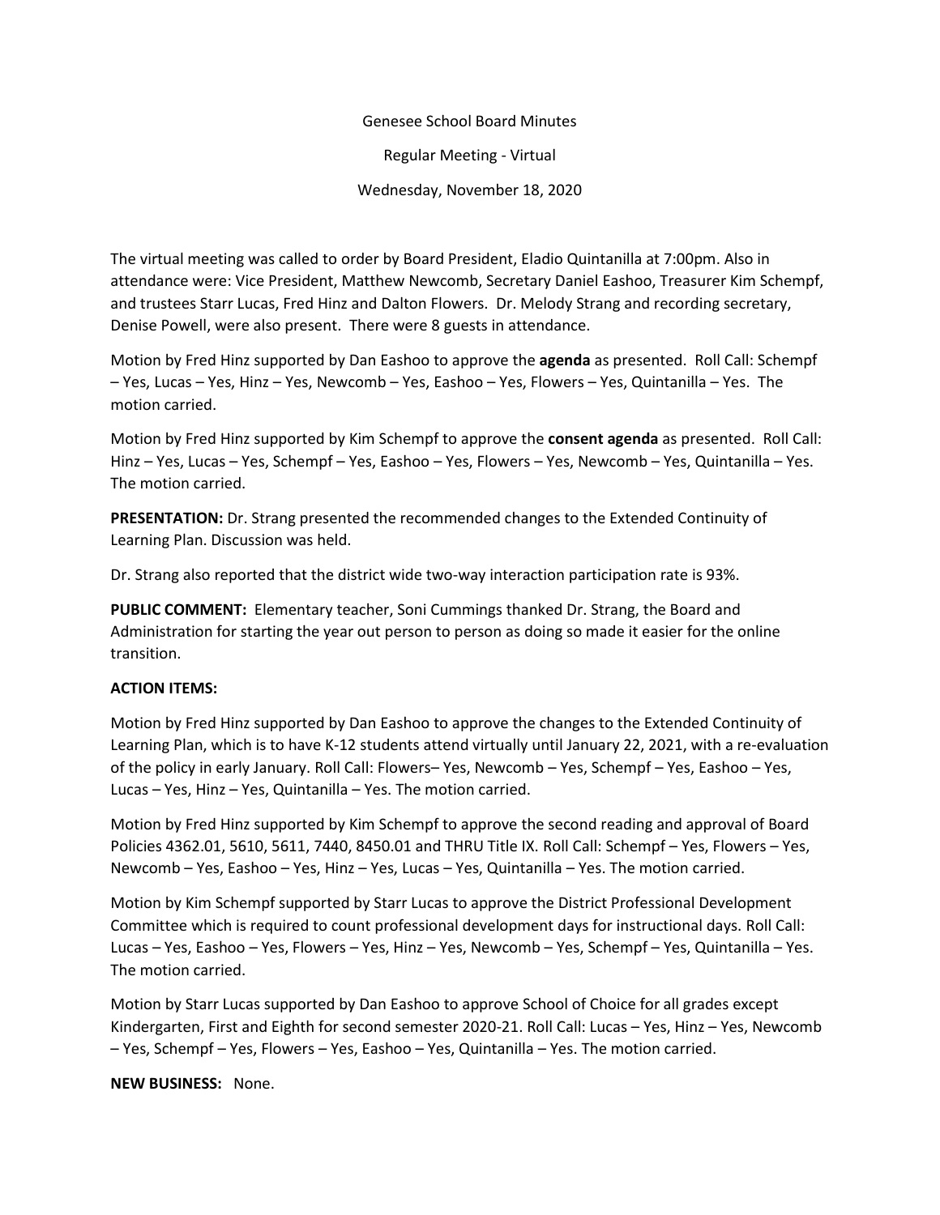Genesee School Board Minutes

Regular Meeting - Virtual

Wednesday, November 18, 2020

The virtual meeting was called to order by Board President, Eladio Quintanilla at 7:00pm. Also in attendance were: Vice President, Matthew Newcomb, Secretary Daniel Eashoo, Treasurer Kim Schempf, and trustees Starr Lucas, Fred Hinz and Dalton Flowers. Dr. Melody Strang and recording secretary, Denise Powell, were also present. There were 8 guests in attendance.

Motion by Fred Hinz supported by Dan Eashoo to approve the **agenda** as presented. Roll Call: Schempf – Yes, Lucas – Yes, Hinz – Yes, Newcomb – Yes, Eashoo – Yes, Flowers – Yes, Quintanilla – Yes. The motion carried.

Motion by Fred Hinz supported by Kim Schempf to approve the **consent agenda** as presented. Roll Call: Hinz – Yes, Lucas – Yes, Schempf – Yes, Eashoo – Yes, Flowers – Yes, Newcomb – Yes, Quintanilla – Yes. The motion carried.

**PRESENTATION:** Dr. Strang presented the recommended changes to the Extended Continuity of Learning Plan. Discussion was held.

Dr. Strang also reported that the district wide two-way interaction participation rate is 93%.

**PUBLIC COMMENT:** Elementary teacher, Soni Cummings thanked Dr. Strang, the Board and Administration for starting the year out person to person as doing so made it easier for the online transition.

**ACTION ITEMS:**

Motion by Fred Hinz supported by Dan Eashoo to approve the changes to the Extended Continuity of Learning Plan, which is to have K-12 students attend virtually until January 22, 2021, with a re-evaluation of the policy in early January. Roll Call: Flowers– Yes, Newcomb – Yes, Schempf – Yes, Eashoo – Yes, Lucas – Yes, Hinz – Yes, Quintanilla – Yes. The motion carried.

Motion by Fred Hinz supported by Kim Schempf to approve the second reading and approval of Board Policies 4362.01, 5610, 5611, 7440, 8450.01 and THRU Title IX. Roll Call: Schempf – Yes, Flowers – Yes, Newcomb – Yes, Eashoo – Yes, Hinz – Yes, Lucas – Yes, Quintanilla – Yes. The motion carried.

Motion by Kim Schempf supported by Starr Lucas to approve the District Professional Development Committee which is required to count professional development days for instructional days. Roll Call: Lucas – Yes, Eashoo – Yes, Flowers – Yes, Hinz – Yes, Newcomb – Yes, Schempf – Yes, Quintanilla – Yes. The motion carried.

Motion by Starr Lucas supported by Dan Eashoo to approve School of Choice for all grades except Kindergarten, First and Eighth for second semester 2020-21. Roll Call: Lucas – Yes, Hinz – Yes, Newcomb – Yes, Schempf – Yes, Flowers – Yes, Eashoo – Yes, Quintanilla – Yes. The motion carried.

**NEW BUSINESS:** None.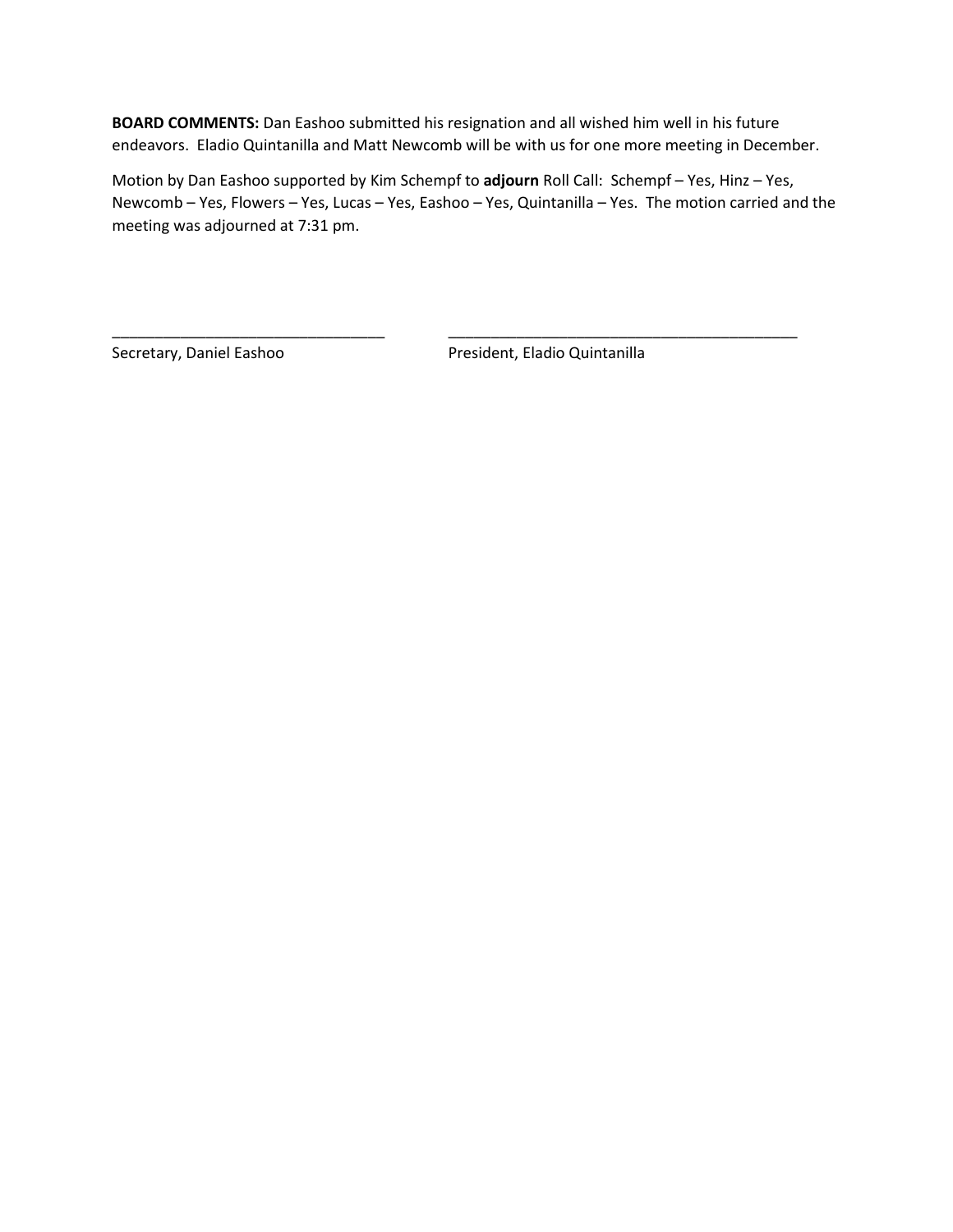**BOARD COMMENTS:** Dan Eashoo submitted his resignation and all wished him well in his future endeavors. Eladio Quintanilla and Matt Newcomb will be with us for one more meeting in December.

Motion by Dan Eashoo supported by Kim Schempf to **adjourn** Roll Call: Schempf – Yes, Hinz – Yes, Newcomb – Yes, Flowers – Yes, Lucas – Yes, Eashoo – Yes, Quintanilla – Yes. The motion carried and the meeting was adjourned at 7:31 pm.

\_\_\_\_\_\_\_\_\_\_\_\_\_\_\_\_\_\_\_\_\_\_\_\_\_\_\_\_\_\_\_\_
Secretary, Daniel Eashoo

\_\_\_\_\_\_\_\_\_\_\_\_\_\_\_\_\_\_\_\_\_\_\_\_\_\_\_\_\_\_\_\_\_\_\_\_\_\_\_\_\_\_
President, Eladio Quintanilla